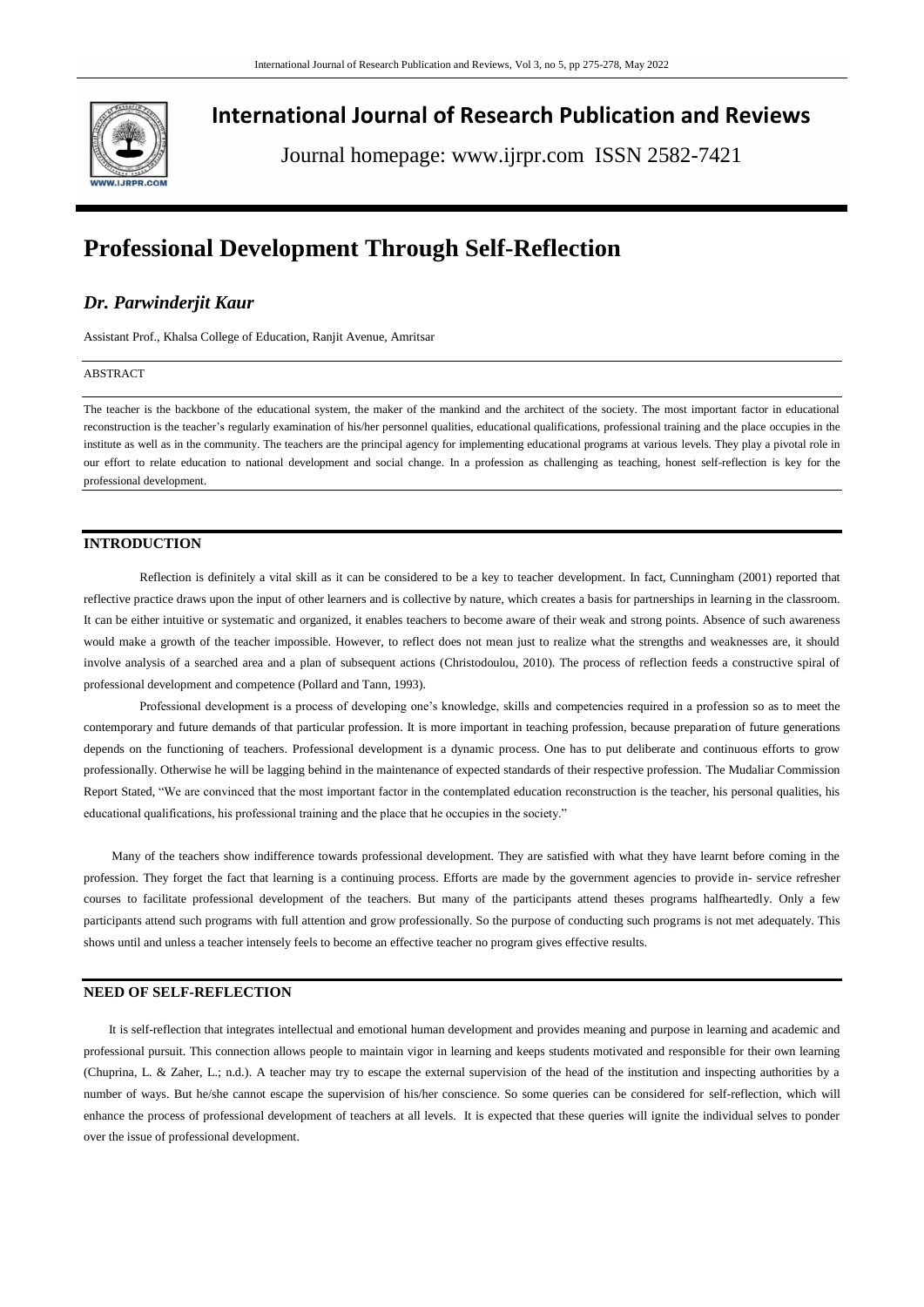# International Journal of Research Publication and Reviews

Journal homepage: www.ijrpr.com ISSN 2582-7421

# Professional Development Through Self-Reflection

## *Dr. Parwinderjit Kaur*

Assistant Prof., Khalsa College of Education, Ranjit Avenue, Amritsar

ABSTRACT

The teacher is the backbone of the educational system, the maker of the mankind and the architect of the society. The most important factor in educational reconstruction is the teacher's regularly examination of his/her personnel qualities, educational qualifications, professional training and the place occupies in the institute as well as in the community. The teachers are the principal agency for implementing educational programs at various levels. They play a pivotal role in our effort to relate education to national development and social change. In a profession as challenging as teaching, honest self-reflection is key for the professional development.

## INTRODUCTION

Reflection is definitely a vital skill as it can be considered to be a key to teacher development. In fact, Cunningham (2001) reported that reflective practice draws upon the input of other learners and is collective by nature, which creates a basis for partnerships in learning in the classroom. It can be either intuitive or systematic and organized, it enables teachers to become aware of their weak and strong points. Absence of such awareness would make a growth of the teacher impossible. However, to reflect does not mean just to realize what the strengths and weaknesses are, it should involve analysis of a searched area and a plan of subsequent actions (Christodoulou, 2010). The process of reflection feeds a constructive spiral of professional development and competence (Pollard and Tann, 1993).

Professional development is a process of developing one's knowledge, skills and competencies required in a profession so as to meet the contemporary and future demands of that particular profession. It is more important in teaching profession, because preparation of future generations depends on the functioning of teachers. Professional development is a dynamic process. One has to put deliberate and continuous efforts to grow professionally. Otherwise he will be lagging behind in the maintenance of expected standards of their respective profession. The Mudaliar Commission Report Stated, "We are convinced that the most important factor in the contemplated education reconstruction is the teacher, his personal qualities, his educational qualifications, his professional training and the place that he occupies in the society."

Many of the teachers show indifference towards professional development. They are satisfied with what they have learnt before coming in the profession. They forget the fact that learning is a continuing process. Efforts are made by the government agencies to provide in- service refresher courses to facilitate professional development of the teachers. But many of the participants attend theses programs halfheartedly. Only a few participants attend such programs with full attention and grow professionally. So the purpose of conducting such programs is not met adequately. This shows until and unless a teacher intensely feels to become an effective teacher no program gives effective results.

## NEED OF SELF-REFLECTION

It is self-reflection that integrates intellectual and emotional human development and provides meaning and purpose in learning and academic and professional pursuit. This connection allows people to maintain vigor in learning and keeps students motivated and responsible for their own learning (Chuprina, L. & Zaher, L.; n.d.). A teacher may try to escape the external supervision of the head of the institution and inspecting authorities by a number of ways. But he/she cannot escape the supervision of his/her conscience. So some queries can be considered for self-reflection, which will enhance the process of professional development of teachers at all levels. It is expected that these queries will ignite the individual selves to ponder over the issue of professional development.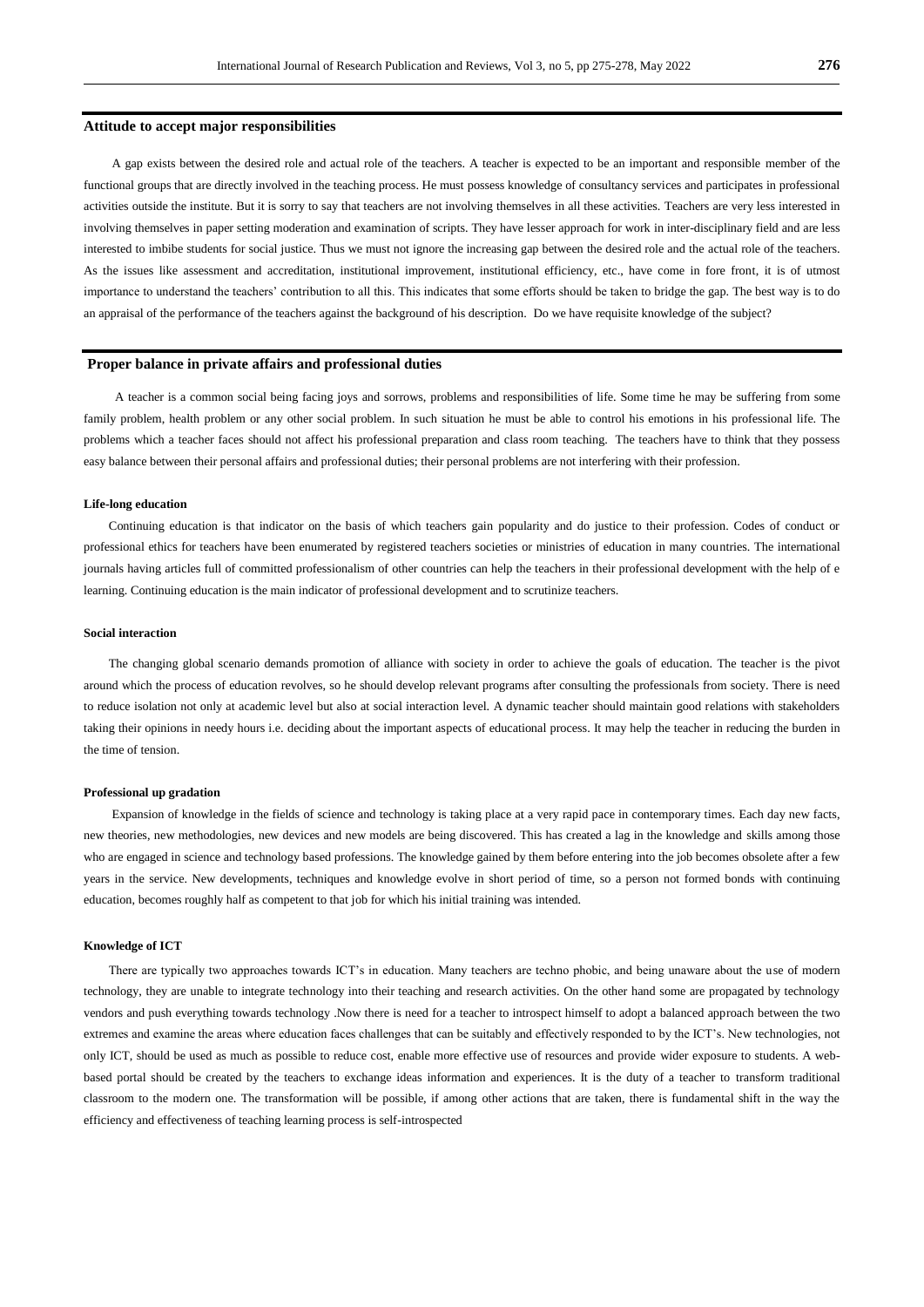## Attitude to accept major responsibilities

A gap exists between the desired role and actual role of the teachers. A teacher is expected to be an important and responsible member of the functional groups that are directly involved in the teaching process. He must possess knowledge of consultancy services and participates in professional activities outside the institute. But it is sorry to say that teachers are not involving themselves in all these activities. Teachers are very less interested in involving themselves in paper setting moderation and examination of scripts. They have lesser approach for work in inter-disciplinary field and are less interested to imbibe students for social justice. Thus we must not ignore the increasing gap between the desired role and the actual role of the teachers. As the issues like assessment and accreditation, institutional improvement, institutional efficiency, etc., have come in fore front, it is of utmost importance to understand the teachers' contribution to all this. This indicates that some efforts should be taken to bridge the gap. The best way is to do an appraisal of the performance of the teachers against the background of his description. Do we have requisite knowledge of the subject?

## Proper balance in private affairs and professional duties

A teacher is a common social being facing joys and sorrows, problems and responsibilities of life. Some time he may be suffering from some family problem, health problem or any other social problem. In such situation he must be able to control his emotions in his professional life. The problems which a teacher faces should not affect his professional preparation and class room teaching. The teachers have to think that they possess easy balance between their personal affairs and professional duties; their personal problems are not interfering with their profession.

### Life-long education

Continuing education is that indicator on the basis of which teachers gain popularity and do justice to their profession. Codes of conduct or professional ethics for teachers have been enumerated by registered teachers societies or ministries of education in many countries. The international journals having articles full of committed professionalism of other countries can help the teachers in their professional development with the help of e learning. Continuing education is the main indicator of professional development and to scrutinize teachers.

### Social interaction

The changing global scenario demands promotion of alliance with society in order to achieve the goals of education. The teacher is the pivot around which the process of education revolves, so he should develop relevant programs after consulting the professionals from society. There is need to reduce isolation not only at academic level but also at social interaction level. A dynamic teacher should maintain good relations with stakeholders taking their opinions in needy hours i.e. deciding about the important aspects of educational process. It may help the teacher in reducing the burden in the time of tension.

### Professional up gradation

Expansion of knowledge in the fields of science and technology is taking place at a very rapid pace in contemporary times. Each day new facts, new theories, new methodologies, new devices and new models are being discovered. This has created a lag in the knowledge and skills among those who are engaged in science and technology based professions. The knowledge gained by them before entering into the job becomes obsolete after a few years in the service. New developments, techniques and knowledge evolve in short period of time, so a person not formed bonds with continuing education, becomes roughly half as competent to that job for which his initial training was intended.

### Knowledge of ICT

There are typically two approaches towards ICT's in education. Many teachers are techno phobic, and being unaware about the use of modern technology, they are unable to integrate technology into their teaching and research activities. On the other hand some are propagated by technology vendors and push everything towards technology .Now there is need for a teacher to introspect himself to adopt a balanced approach between the two extremes and examine the areas where education faces challenges that can be suitably and effectively responded to by the ICT's. New technologies, not only ICT, should be used as much as possible to reduce cost, enable more effective use of resources and provide wider exposure to students. A web-based portal should be created by the teachers to exchange ideas information and experiences. It is the duty of a teacher to transform traditional classroom to the modern one. The transformation will be possible, if among other actions that are taken, there is fundamental shift in the way the efficiency and effectiveness of teaching learning process is self-introspected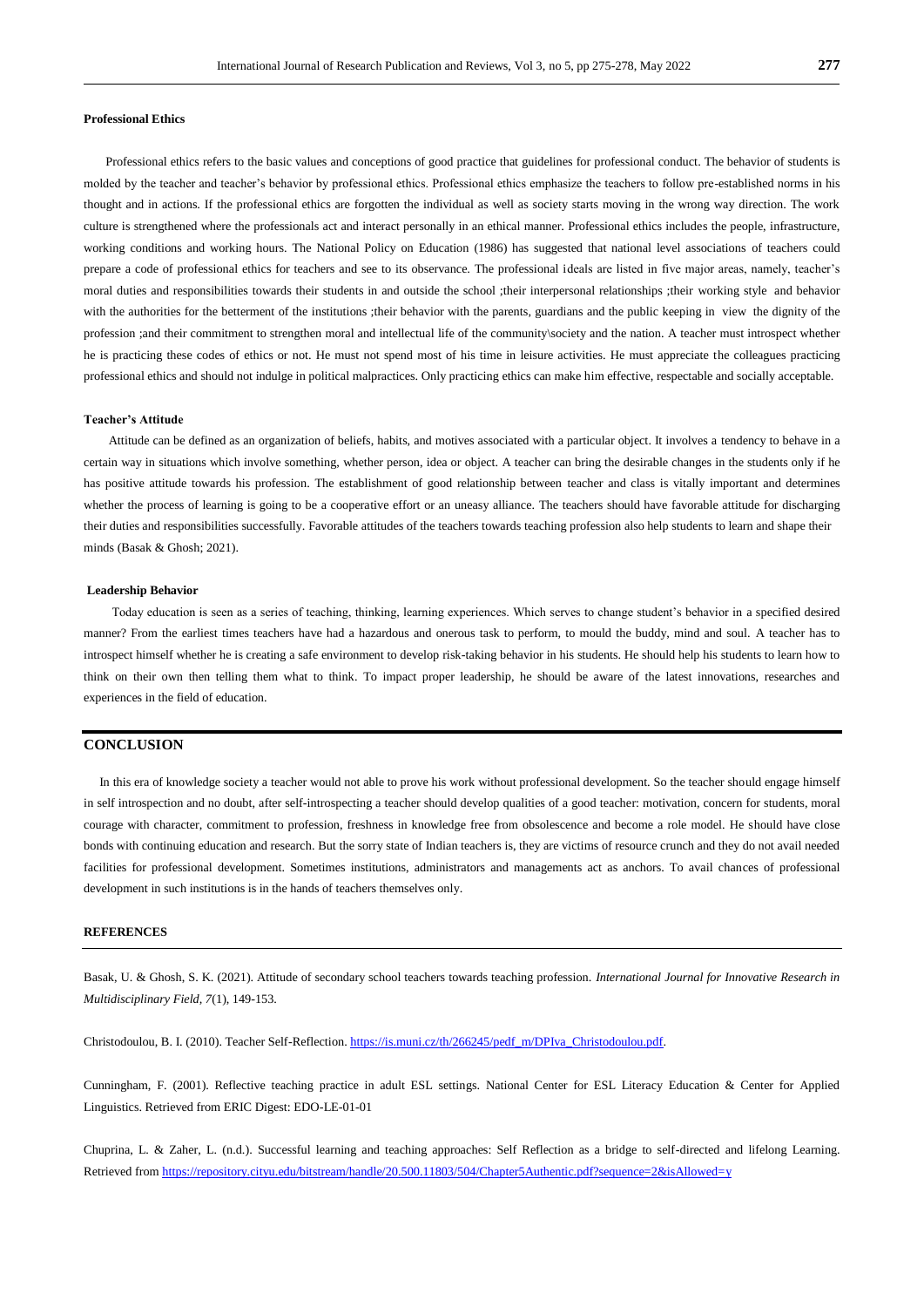### Professional Ethics

Professional ethics refers to the basic values and conceptions of good practice that guidelines for professional conduct. The behavior of students is molded by the teacher and teacher's behavior by professional ethics. Professional ethics emphasize the teachers to follow pre-established norms in his thought and in actions. If the professional ethics are forgotten the individual as well as society starts moving in the wrong way direction. The work culture is strengthened where the professionals act and interact personally in an ethical manner. Professional ethics includes the people, infrastructure, working conditions and working hours. The National Policy on Education (1986) has suggested that national level associations of teachers could prepare a code of professional ethics for teachers and see to its observance. The professional ideals are listed in five major areas, namely, teacher's moral duties and responsibilities towards their students in and outside the school ;their interpersonal relationships ;their working style and behavior with the authorities for the betterment of the institutions ;their behavior with the parents, guardians and the public keeping in view the dignity of the profession ;and their commitment to strengthen moral and intellectual life of the community\society and the nation. A teacher must introspect whether he is practicing these codes of ethics or not. He must not spend most of his time in leisure activities. He must appreciate the colleagues practicing professional ethics and should not indulge in political malpractices. Only practicing ethics can make him effective, respectable and socially acceptable.

### Teacher's Attitude

Attitude can be defined as an organization of beliefs, habits, and motives associated with a particular object. It involves a tendency to behave in a certain way in situations which involve something, whether person, idea or object. A teacher can bring the desirable changes in the students only if he has positive attitude towards his profession. The establishment of good relationship between teacher and class is vitally important and determines whether the process of learning is going to be a cooperative effort or an uneasy alliance. The teachers should have favorable attitude for discharging their duties and responsibilities successfully. Favorable attitudes of the teachers towards teaching profession also help students to learn and shape their minds (Basak & Ghosh; 2021).

### Leadership Behavior

Today education is seen as a series of teaching, thinking, learning experiences. Which serves to change student's behavior in a specified desired manner? From the earliest times teachers have had a hazardous and onerous task to perform, to mould the buddy, mind and soul. A teacher has to introspect himself whether he is creating a safe environment to develop risk-taking behavior in his students. He should help his students to learn how to think on their own then telling them what to think. To impact proper leadership, he should be aware of the latest innovations, researches and experiences in the field of education.

## CONCLUSION

In this era of knowledge society a teacher would not able to prove his work without professional development. So the teacher should engage himself in self introspection and no doubt, after self-introspecting a teacher should develop qualities of a good teacher: motivation, concern for students, moral courage with character, commitment to profession, freshness in knowledge free from obsolescence and become a role model. He should have close bonds with continuing education and research. But the sorry state of Indian teachers is, they are victims of resource crunch and they do not avail needed facilities for professional development. Sometimes institutions, administrators and managements act as anchors. To avail chances of professional development in such institutions is in the hands of teachers themselves only.

## REFERENCES

Basak, U. & Ghosh, S. K. (2021). Attitude of secondary school teachers towards teaching profession. *International Journal for Innovative Research in Multidisciplinary Field, 7*(1), 149-153.

Christodoulou, B. I. (2010). Teacher Self-Reflection. https://is.muni.cz/th/266245/pedf_m/DPIva_Christodoulou.pdf.

Cunningham, F. (2001). Reflective teaching practice in adult ESL settings. National Center for ESL Literacy Education & Center for Applied Linguistics. Retrieved from ERIC Digest: EDO-LE-01-01

Chuprina, L. & Zaher, L. (n.d.). Successful learning and teaching approaches: Self Reflection as a bridge to self-directed and lifelong Learning. Retrieved from https://repository.cityu.edu/bitstream/handle/20.500.11803/504/Chapter5Authentic.pdf?sequence=2&isAllowed=y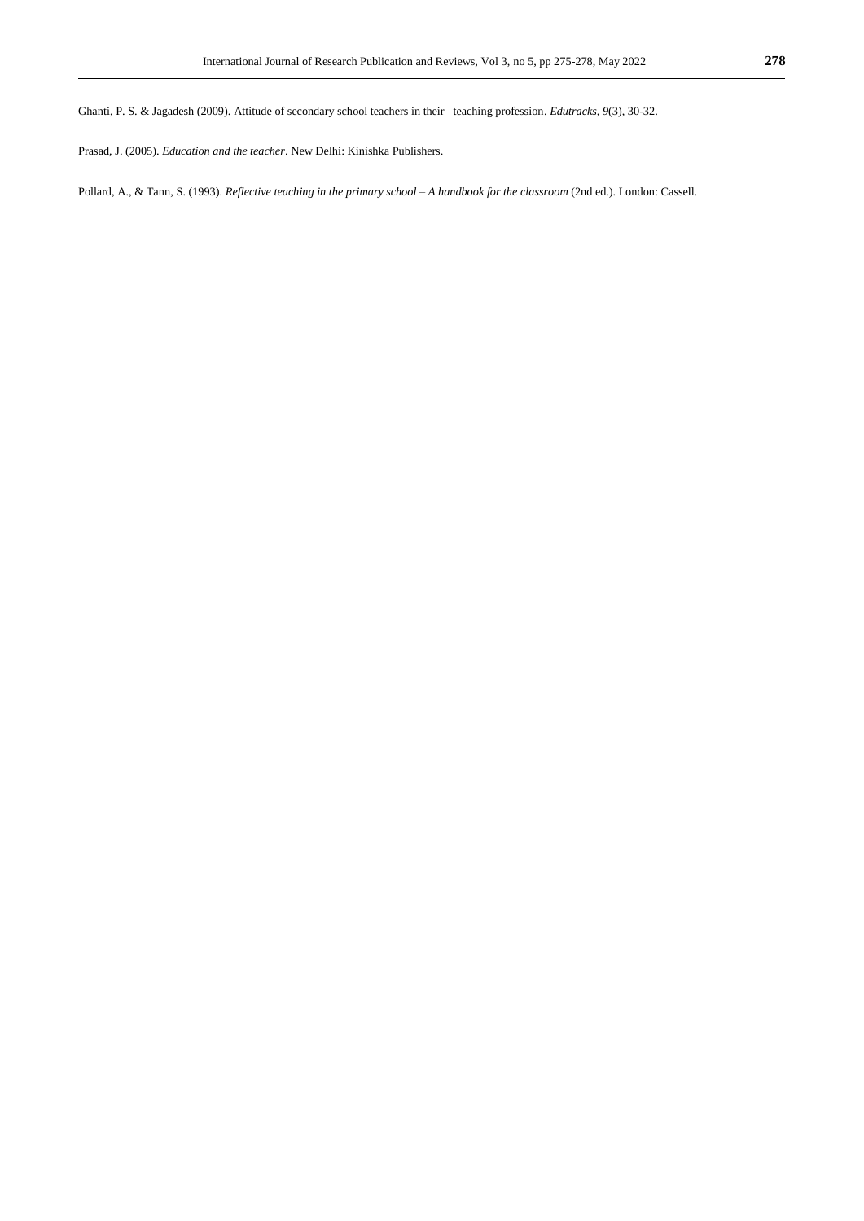Ghanti, P. S. & Jagadesh (2009). Attitude of secondary school teachers in their teaching profession. *Edutracks, 9*(3), 30-32.

Prasad, J. (2005). *Education and the teacher*. New Delhi: Kinishka Publishers.

Pollard, A., & Tann, S. (1993). *Reflective teaching in the primary school – A handbook for the classroom* (2nd ed.). London: Cassell.